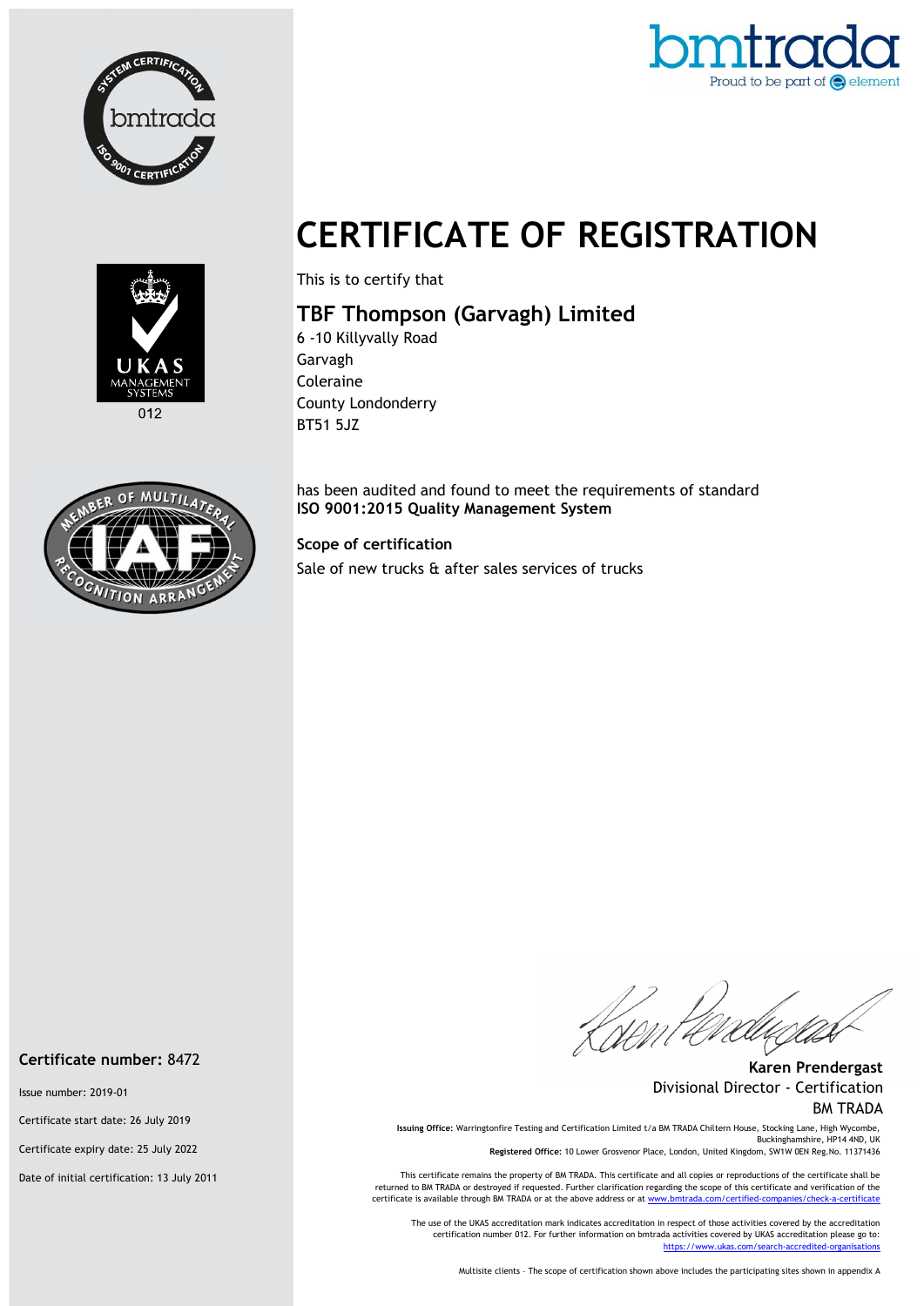# CERTIFICATE OF REGISTRATION

This is to certify that

## TBF Thompson (Garvagh) Limited

6 -10 Killyvally Road
Garvagh
Coleraine
County Londonderry
BT51 5JZ

has been audited and found to meet the requirements of standard
**ISO 9001:2015 Quality Management System**

**Scope of certification**

Sale of new trucks & after sales services of trucks

**Certificate number:** 8472

Issue number: 2019-01

Certificate start date: 26 July 2019

Certificate expiry date: 25 July 2022

Date of initial certification: 13 July 2011

**Karen Prendergast**
Divisional Director - Certification
BM TRADA

**Issuing Office:** Warringtonfire Testing and Certification Limited t/a BM TRADA Chiltern House, Stocking Lane, High Wycombe, Buckinghamshire, HP14 4ND, UK
**Registered Office:** 10 Lower Grosvenor Place, London, United Kingdom, SW1W 0EN Reg.No. 11371436

This certificate remains the property of BM TRADA. This certificate and all copies or reproductions of the certificate shall be returned to BM TRADA or destroyed if requested. Further clarification regarding the scope of this certificate and verification of the certificate is available through BM TRADA or at the above address or at www.bmtrada.com/certified-companies/check-a-certificate

The use of the UKAS accreditation mark indicates accreditation in respect of those activities covered by the accreditation certification number 012. For further information on bmtrada activities covered by UKAS accreditation please go to: https://www.ukas.com/search-accredited-organisations

Multisite clients – The scope of certification shown above includes the participating sites shown in appendix A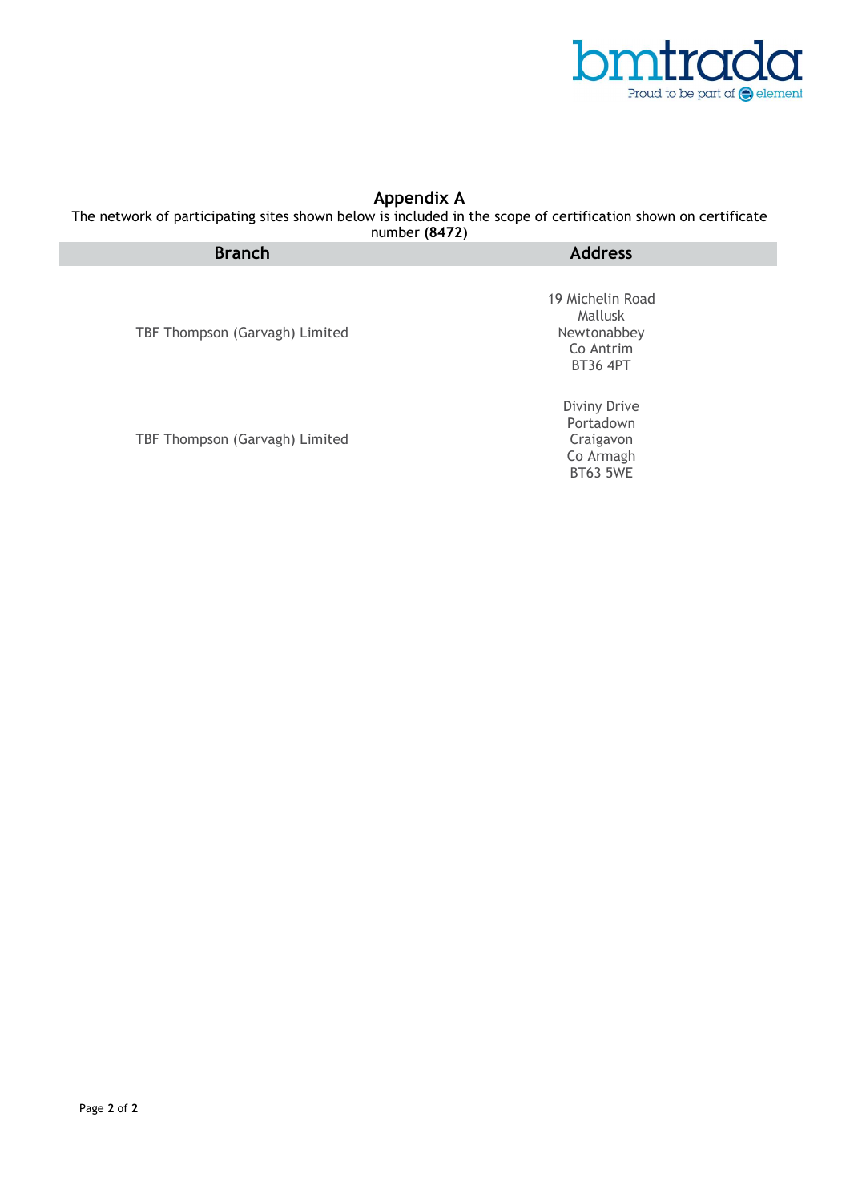## Appendix A

The network of participating sites shown below is included in the scope of certification shown on certificate number **(8472)**

| Branch | Address |
| --- | --- |
| TBF Thompson (Garvagh) Limited | 19 Michelin Road<br>Mallusk<br>Newtonabbey<br>Co Antrim<br>BT36 4PT |
| TBF Thompson (Garvagh) Limited | Diviny Drive<br>Portadown<br>Craigavon<br>Co Armagh<br>BT63 5WE |